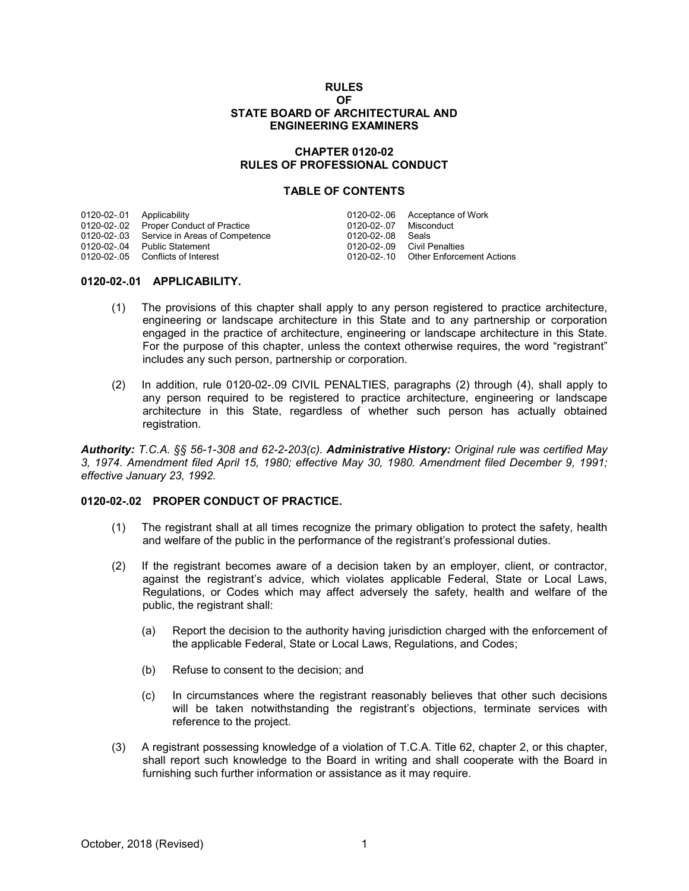# RULES
# OF
# STATE BOARD OF ARCHITECTURAL AND ENGINEERING EXAMINERS

## CHAPTER 0120-02
## RULES OF PROFESSIONAL CONDUCT

### TABLE OF CONTENTS

| | | | |
|---|---|---|---|
| 0120-02-.01 | Applicability | 0120-02-.06 | Acceptance of Work |
| 0120-02-.02 | Proper Conduct of Practice | 0120-02-.07 | Misconduct |
| 0120-02-.03 | Service in Areas of Competence | 0120-02-.08 | Seals |
| 0120-02-.04 | Public Statement | 0120-02-.09 | Civil Penalties |
| 0120-02-.05 | Conflicts of Interest | 0120-02-.10 | Other Enforcement Actions |

### 0120-02-.01 APPLICABILITY.

(1) The provisions of this chapter shall apply to any person registered to practice architecture, engineering or landscape architecture in this State and to any partnership or corporation engaged in the practice of architecture, engineering or landscape architecture in this State. For the purpose of this chapter, unless the context otherwise requires, the word "registrant" includes any such person, partnership or corporation.

(2) In addition, rule 0120-02-.09 CIVIL PENALTIES, paragraphs (2) through (4), shall apply to any person required to be registered to practice architecture, engineering or landscape architecture in this State, regardless of whether such person has actually obtained registration.

***Authority:*** *T.C.A. §§ 56-1-308 and 62-2-203(c).* ***Administrative History:*** *Original rule was certified May 3, 1974. Amendment filed April 15, 1980; effective May 30, 1980. Amendment filed December 9, 1991; effective January 23, 1992.*

### 0120-02-.02 PROPER CONDUCT OF PRACTICE.

(1) The registrant shall at all times recognize the primary obligation to protect the safety, health and welfare of the public in the performance of the registrant's professional duties.

(2) If the registrant becomes aware of a decision taken by an employer, client, or contractor, against the registrant's advice, which violates applicable Federal, State or Local Laws, Regulations, or Codes which may affect adversely the safety, health and welfare of the public, the registrant shall:

   (a) Report the decision to the authority having jurisdiction charged with the enforcement of the applicable Federal, State or Local Laws, Regulations, and Codes;

   (b) Refuse to consent to the decision; and

   (c) In circumstances where the registrant reasonably believes that other such decisions will be taken notwithstanding the registrant's objections, terminate services with reference to the project.

(3) A registrant possessing knowledge of a violation of T.C.A. Title 62, chapter 2, or this chapter, shall report such knowledge to the Board in writing and shall cooperate with the Board in furnishing such further information or assistance as it may require.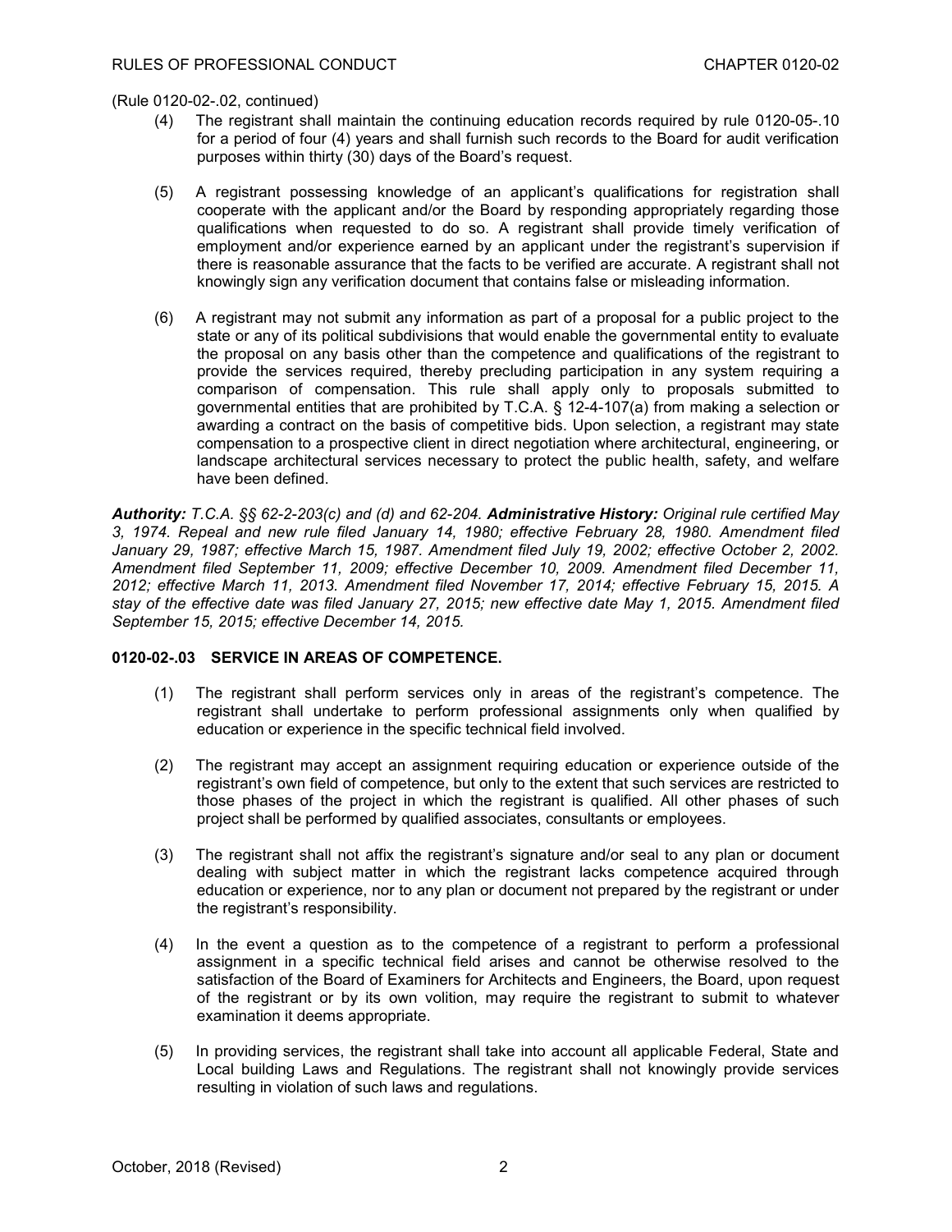(Rule 0120-02-.02, continued)

(4) The registrant shall maintain the continuing education records required by rule 0120-05-.10 for a period of four (4) years and shall furnish such records to the Board for audit verification purposes within thirty (30) days of the Board's request.

(5) A registrant possessing knowledge of an applicant's qualifications for registration shall cooperate with the applicant and/or the Board by responding appropriately regarding those qualifications when requested to do so. A registrant shall provide timely verification of employment and/or experience earned by an applicant under the registrant's supervision if there is reasonable assurance that the facts to be verified are accurate. A registrant shall not knowingly sign any verification document that contains false or misleading information.

(6) A registrant may not submit any information as part of a proposal for a public project to the state or any of its political subdivisions that would enable the governmental entity to evaluate the proposal on any basis other than the competence and qualifications of the registrant to provide the services required, thereby precluding participation in any system requiring a comparison of compensation. This rule shall apply only to proposals submitted to governmental entities that are prohibited by T.C.A. § 12-4-107(a) from making a selection or awarding a contract on the basis of competitive bids. Upon selection, a registrant may state compensation to a prospective client in direct negotiation where architectural, engineering, or landscape architectural services necessary to protect the public health, safety, and welfare have been defined.

***Authority:*** *T.C.A. §§ 62-2-203(c) and (d) and 62-204.* ***Administrative History:*** *Original rule certified May 3, 1974. Repeal and new rule filed January 14, 1980; effective February 28, 1980. Amendment filed January 29, 1987; effective March 15, 1987. Amendment filed July 19, 2002; effective October 2, 2002. Amendment filed September 11, 2009; effective December 10, 2009. Amendment filed December 11, 2012; effective March 11, 2013. Amendment filed November 17, 2014; effective February 15, 2015. A stay of the effective date was filed January 27, 2015; new effective date May 1, 2015. Amendment filed September 15, 2015; effective December 14, 2015.*

**0120-02-.03 SERVICE IN AREAS OF COMPETENCE.**

(1) The registrant shall perform services only in areas of the registrant's competence. The registrant shall undertake to perform professional assignments only when qualified by education or experience in the specific technical field involved.

(2) The registrant may accept an assignment requiring education or experience outside of the registrant's own field of competence, but only to the extent that such services are restricted to those phases of the project in which the registrant is qualified. All other phases of such project shall be performed by qualified associates, consultants or employees.

(3) The registrant shall not affix the registrant's signature and/or seal to any plan or document dealing with subject matter in which the registrant lacks competence acquired through education or experience, nor to any plan or document not prepared by the registrant or under the registrant's responsibility.

(4) In the event a question as to the competence of a registrant to perform a professional assignment in a specific technical field arises and cannot be otherwise resolved to the satisfaction of the Board of Examiners for Architects and Engineers, the Board, upon request of the registrant or by its own volition, may require the registrant to submit to whatever examination it deems appropriate.

(5) In providing services, the registrant shall take into account all applicable Federal, State and Local building Laws and Regulations. The registrant shall not knowingly provide services resulting in violation of such laws and regulations.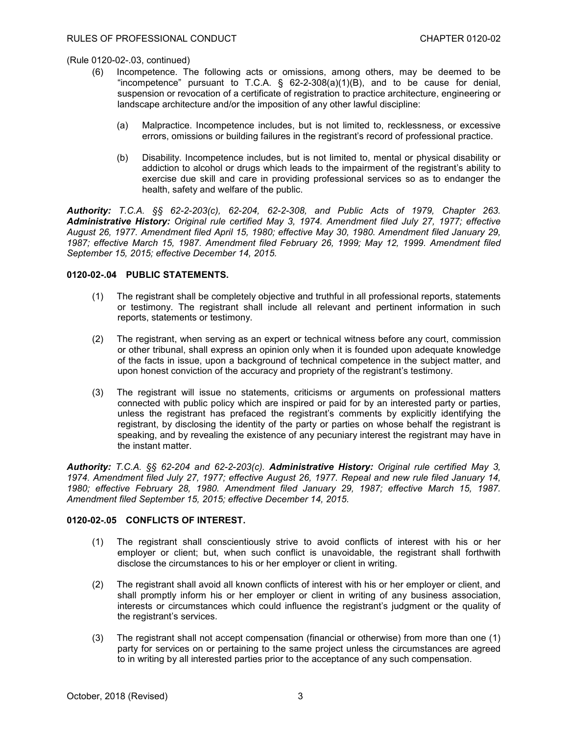(Rule 0120-02-.03, continued)

(6) Incompetence. The following acts or omissions, among others, may be deemed to be "incompetence" pursuant to T.C.A. § 62-2-308(a)(1)(B), and to be cause for denial, suspension or revocation of a certificate of registration to practice architecture, engineering or landscape architecture and/or the imposition of any other lawful discipline:

   (a) Malpractice. Incompetence includes, but is not limited to, recklessness, or excessive errors, omissions or building failures in the registrant's record of professional practice.

   (b) Disability. Incompetence includes, but is not limited to, mental or physical disability or addiction to alcohol or drugs which leads to the impairment of the registrant's ability to exercise due skill and care in providing professional services so as to endanger the health, safety and welfare of the public.

***Authority:*** *T.C.A. §§ 62-2-203(c), 62-204, 62-2-308, and Public Acts of 1979, Chapter 263.* ***Administrative History:*** *Original rule certified May 3, 1974. Amendment filed July 27, 1977; effective August 26, 1977. Amendment filed April 15, 1980; effective May 30, 1980. Amendment filed January 29, 1987; effective March 15, 1987. Amendment filed February 26, 1999; May 12, 1999. Amendment filed September 15, 2015; effective December 14, 2015.*

**0120-02-.04 PUBLIC STATEMENTS.**

(1) The registrant shall be completely objective and truthful in all professional reports, statements or testimony. The registrant shall include all relevant and pertinent information in such reports, statements or testimony.

(2) The registrant, when serving as an expert or technical witness before any court, commission or other tribunal, shall express an opinion only when it is founded upon adequate knowledge of the facts in issue, upon a background of technical competence in the subject matter, and upon honest conviction of the accuracy and propriety of the registrant's testimony.

(3) The registrant will issue no statements, criticisms or arguments on professional matters connected with public policy which are inspired or paid for by an interested party or parties, unless the registrant has prefaced the registrant's comments by explicitly identifying the registrant, by disclosing the identity of the party or parties on whose behalf the registrant is speaking, and by revealing the existence of any pecuniary interest the registrant may have in the instant matter.

***Authority:*** *T.C.A. §§ 62-204 and 62-2-203(c).* ***Administrative History:*** *Original rule certified May 3, 1974. Amendment filed July 27, 1977; effective August 26, 1977. Repeal and new rule filed January 14, 1980; effective February 28, 1980. Amendment filed January 29, 1987; effective March 15, 1987. Amendment filed September 15, 2015; effective December 14, 2015.*

**0120-02-.05 CONFLICTS OF INTEREST.**

(1) The registrant shall conscientiously strive to avoid conflicts of interest with his or her employer or client; but, when such conflict is unavoidable, the registrant shall forthwith disclose the circumstances to his or her employer or client in writing.

(2) The registrant shall avoid all known conflicts of interest with his or her employer or client, and shall promptly inform his or her employer or client in writing of any business association, interests or circumstances which could influence the registrant's judgment or the quality of the registrant's services.

(3) The registrant shall not accept compensation (financial or otherwise) from more than one (1) party for services on or pertaining to the same project unless the circumstances are agreed to in writing by all interested parties prior to the acceptance of any such compensation.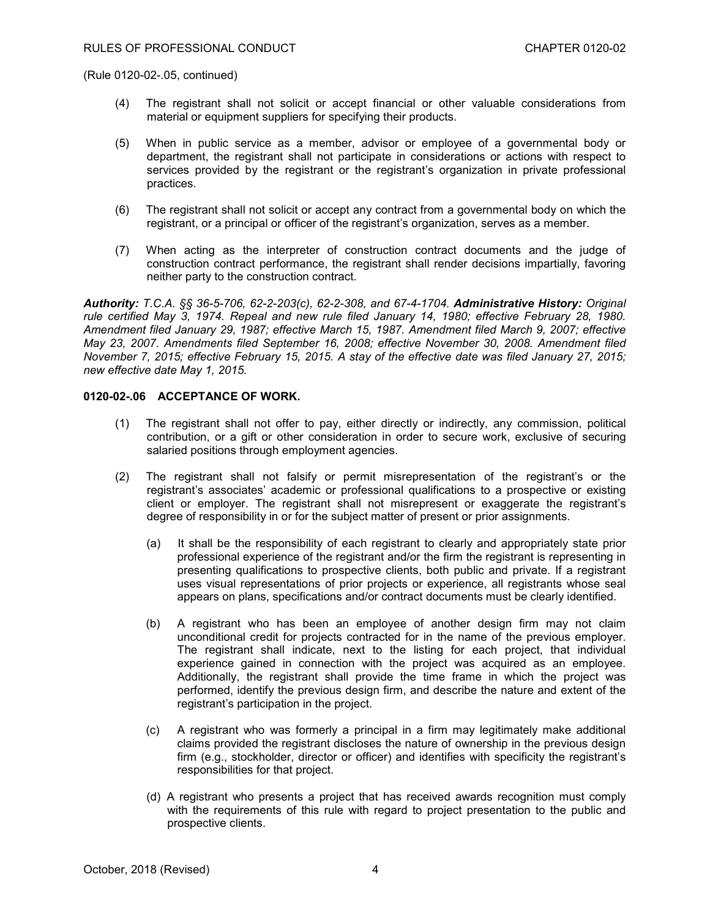(Rule 0120-02-.05, continued)

(4) The registrant shall not solicit or accept financial or other valuable considerations from material or equipment suppliers for specifying their products.

(5) When in public service as a member, advisor or employee of a governmental body or department, the registrant shall not participate in considerations or actions with respect to services provided by the registrant or the registrant's organization in private professional practices.

(6) The registrant shall not solicit or accept any contract from a governmental body on which the registrant, or a principal or officer of the registrant's organization, serves as a member.

(7) When acting as the interpreter of construction contract documents and the judge of construction contract performance, the registrant shall render decisions impartially, favoring neither party to the construction contract.

***Authority:*** *T.C.A. §§ 36-5-706, 62-2-203(c), 62-2-308, and 67-4-1704.* ***Administrative History:*** *Original rule certified May 3, 1974. Repeal and new rule filed January 14, 1980; effective February 28, 1980. Amendment filed January 29, 1987; effective March 15, 1987. Amendment filed March 9, 2007; effective May 23, 2007. Amendments filed September 16, 2008; effective November 30, 2008. Amendment filed November 7, 2015; effective February 15, 2015. A stay of the effective date was filed January 27, 2015; new effective date May 1, 2015.*

**0120-02-.06 ACCEPTANCE OF WORK.**

(1) The registrant shall not offer to pay, either directly or indirectly, any commission, political contribution, or a gift or other consideration in order to secure work, exclusive of securing salaried positions through employment agencies.

(2) The registrant shall not falsify or permit misrepresentation of the registrant's or the registrant's associates' academic or professional qualifications to a prospective or existing client or employer. The registrant shall not misrepresent or exaggerate the registrant's degree of responsibility in or for the subject matter of present or prior assignments.

   (a) It shall be the responsibility of each registrant to clearly and appropriately state prior professional experience of the registrant and/or the firm the registrant is representing in presenting qualifications to prospective clients, both public and private. If a registrant uses visual representations of prior projects or experience, all registrants whose seal appears on plans, specifications and/or contract documents must be clearly identified.

   (b) A registrant who has been an employee of another design firm may not claim unconditional credit for projects contracted for in the name of the previous employer. The registrant shall indicate, next to the listing for each project, that individual experience gained in connection with the project was acquired as an employee. Additionally, the registrant shall provide the time frame in which the project was performed, identify the previous design firm, and describe the nature and extent of the registrant's participation in the project.

   (c) A registrant who was formerly a principal in a firm may legitimately make additional claims provided the registrant discloses the nature of ownership in the previous design firm (e.g., stockholder, director or officer) and identifies with specificity the registrant's responsibilities for that project.

   (d) A registrant who presents a project that has received awards recognition must comply with the requirements of this rule with regard to project presentation to the public and prospective clients.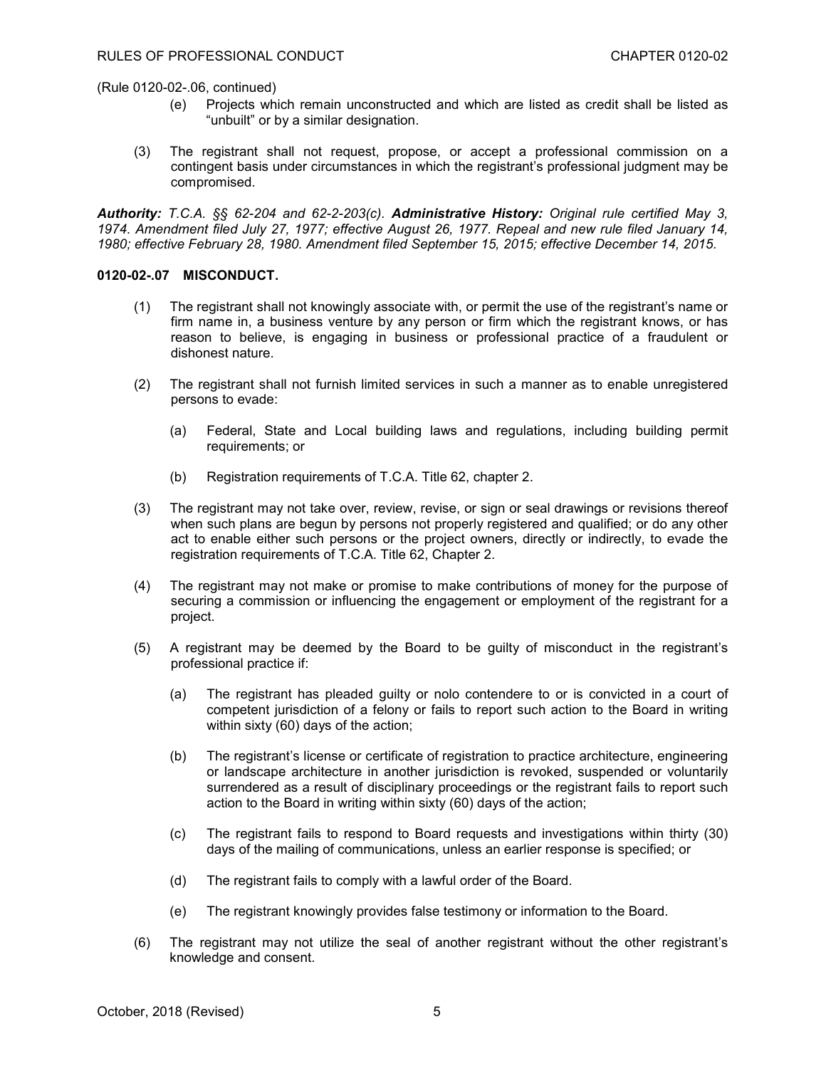(Rule 0120-02-.06, continued)

(e) Projects which remain unconstructed and which are listed as credit shall be listed as "unbuilt" or by a similar designation.

(3) The registrant shall not request, propose, or accept a professional commission on a contingent basis under circumstances in which the registrant's professional judgment may be compromised.

***Authority:*** *T.C.A. §§ 62-204 and 62-2-203(c).* ***Administrative History:*** *Original rule certified May 3, 1974. Amendment filed July 27, 1977; effective August 26, 1977. Repeal and new rule filed January 14, 1980; effective February 28, 1980. Amendment filed September 15, 2015; effective December 14, 2015.*

**0120-02-.07 MISCONDUCT.**

(1) The registrant shall not knowingly associate with, or permit the use of the registrant's name or firm name in, a business venture by any person or firm which the registrant knows, or has reason to believe, is engaging in business or professional practice of a fraudulent or dishonest nature.

(2) The registrant shall not furnish limited services in such a manner as to enable unregistered persons to evade:

(a) Federal, State and Local building laws and regulations, including building permit requirements; or

(b) Registration requirements of T.C.A. Title 62, chapter 2.

(3) The registrant may not take over, review, revise, or sign or seal drawings or revisions thereof when such plans are begun by persons not properly registered and qualified; or do any other act to enable either such persons or the project owners, directly or indirectly, to evade the registration requirements of T.C.A. Title 62, Chapter 2.

(4) The registrant may not make or promise to make contributions of money for the purpose of securing a commission or influencing the engagement or employment of the registrant for a project.

(5) A registrant may be deemed by the Board to be guilty of misconduct in the registrant's professional practice if:

(a) The registrant has pleaded guilty or nolo contendere to or is convicted in a court of competent jurisdiction of a felony or fails to report such action to the Board in writing within sixty (60) days of the action;

(b) The registrant's license or certificate of registration to practice architecture, engineering or landscape architecture in another jurisdiction is revoked, suspended or voluntarily surrendered as a result of disciplinary proceedings or the registrant fails to report such action to the Board in writing within sixty (60) days of the action;

(c) The registrant fails to respond to Board requests and investigations within thirty (30) days of the mailing of communications, unless an earlier response is specified; or

(d) The registrant fails to comply with a lawful order of the Board.

(e) The registrant knowingly provides false testimony or information to the Board.

(6) The registrant may not utilize the seal of another registrant without the other registrant's knowledge and consent.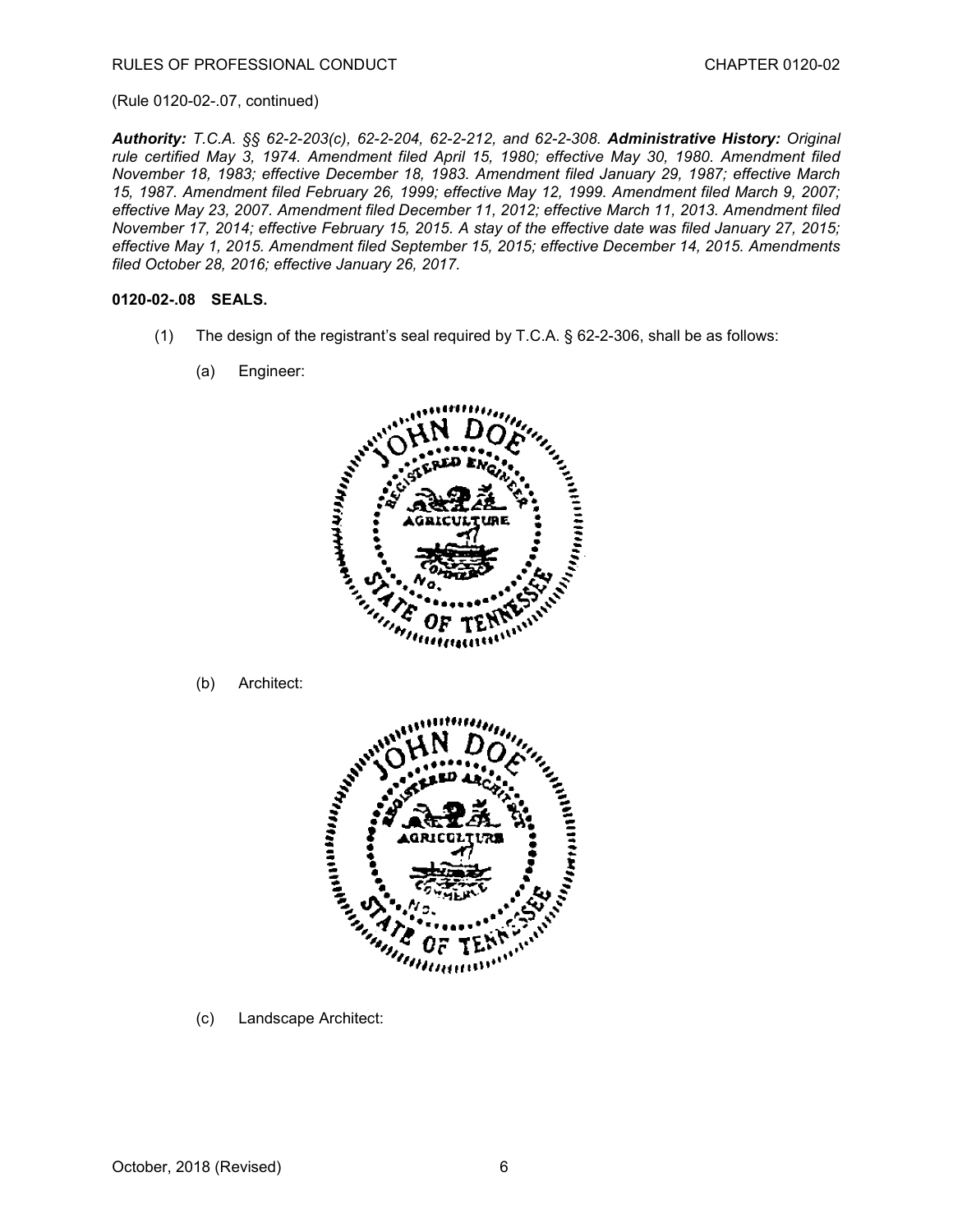(Rule 0120-02-.07, continued)

***Authority:*** *T.C.A. §§ 62-2-203(c), 62-2-204, 62-2-212, and 62-2-308.* ***Administrative History:*** *Original rule certified May 3, 1974. Amendment filed April 15, 1980; effective May 30, 1980. Amendment filed November 18, 1983; effective December 18, 1983. Amendment filed January 29, 1987; effective March 15, 1987. Amendment filed February 26, 1999; effective May 12, 1999. Amendment filed March 9, 2007; effective May 23, 2007. Amendment filed December 11, 2012; effective March 11, 2013. Amendment filed November 17, 2014; effective February 15, 2015. A stay of the effective date was filed January 27, 2015; effective May 1, 2015. Amendment filed September 15, 2015; effective December 14, 2015. Amendments filed October 28, 2016; effective January 26, 2017.*

**0120-02-.08 SEALS.**

(1) The design of the registrant's seal required by T.C.A. § 62-2-306, shall be as follows:

(a) Engineer:

(b) Architect:

(c) Landscape Architect: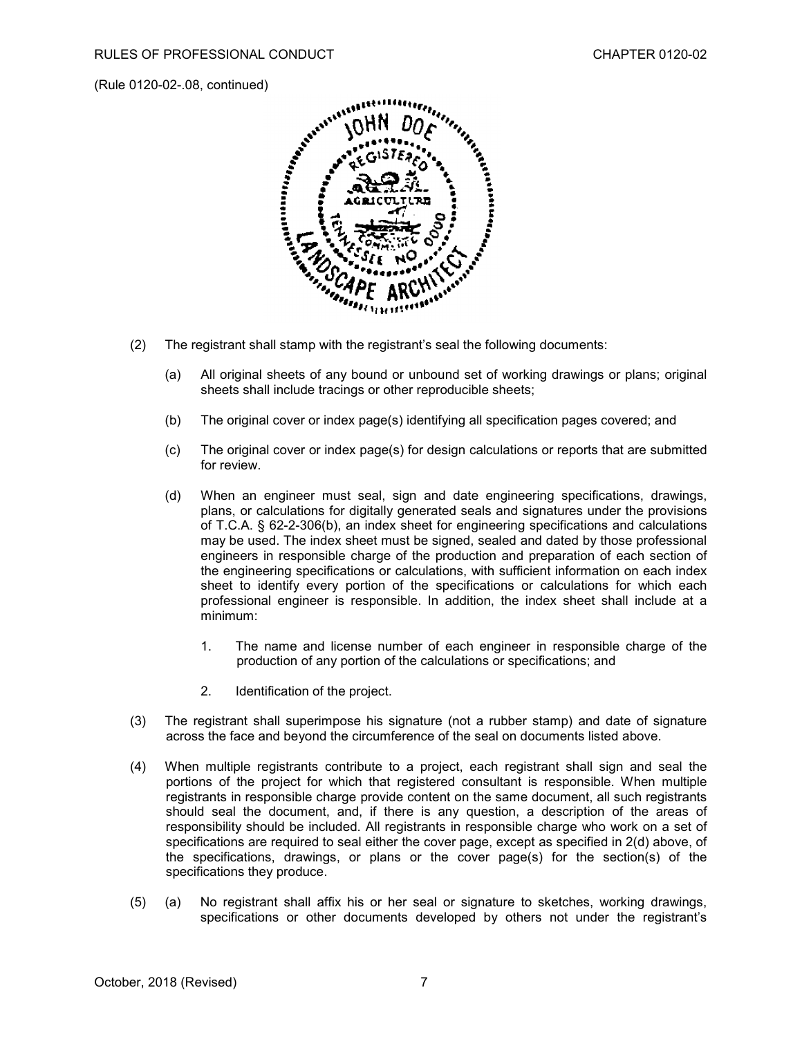(Rule 0120-02-.08, continued)

(2) The registrant shall stamp with the registrant's seal the following documents:

(a) All original sheets of any bound or unbound set of working drawings or plans; original sheets shall include tracings or other reproducible sheets;

(b) The original cover or index page(s) identifying all specification pages covered; and

(c) The original cover or index page(s) for design calculations or reports that are submitted for review.

(d) When an engineer must seal, sign and date engineering specifications, drawings, plans, or calculations for digitally generated seals and signatures under the provisions of T.C.A. § 62-2-306(b), an index sheet for engineering specifications and calculations may be used. The index sheet must be signed, sealed and dated by those professional engineers in responsible charge of the production and preparation of each section of the engineering specifications or calculations, with sufficient information on each index sheet to identify every portion of the specifications or calculations for which each professional engineer is responsible. In addition, the index sheet shall include at a minimum:

1. The name and license number of each engineer in responsible charge of the production of any portion of the calculations or specifications; and

2. Identification of the project.

(3) The registrant shall superimpose his signature (not a rubber stamp) and date of signature across the face and beyond the circumference of the seal on documents listed above.

(4) When multiple registrants contribute to a project, each registrant shall sign and seal the portions of the project for which that registered consultant is responsible. When multiple registrants in responsible charge provide content on the same document, all such registrants should seal the document, and, if there is any question, a description of the areas of responsibility should be included. All registrants in responsible charge who work on a set of specifications are required to seal either the cover page, except as specified in 2(d) above, of the specifications, drawings, or plans or the cover page(s) for the section(s) of the specifications they produce.

(5) (a) No registrant shall affix his or her seal or signature to sketches, working drawings, specifications or other documents developed by others not under the registrant's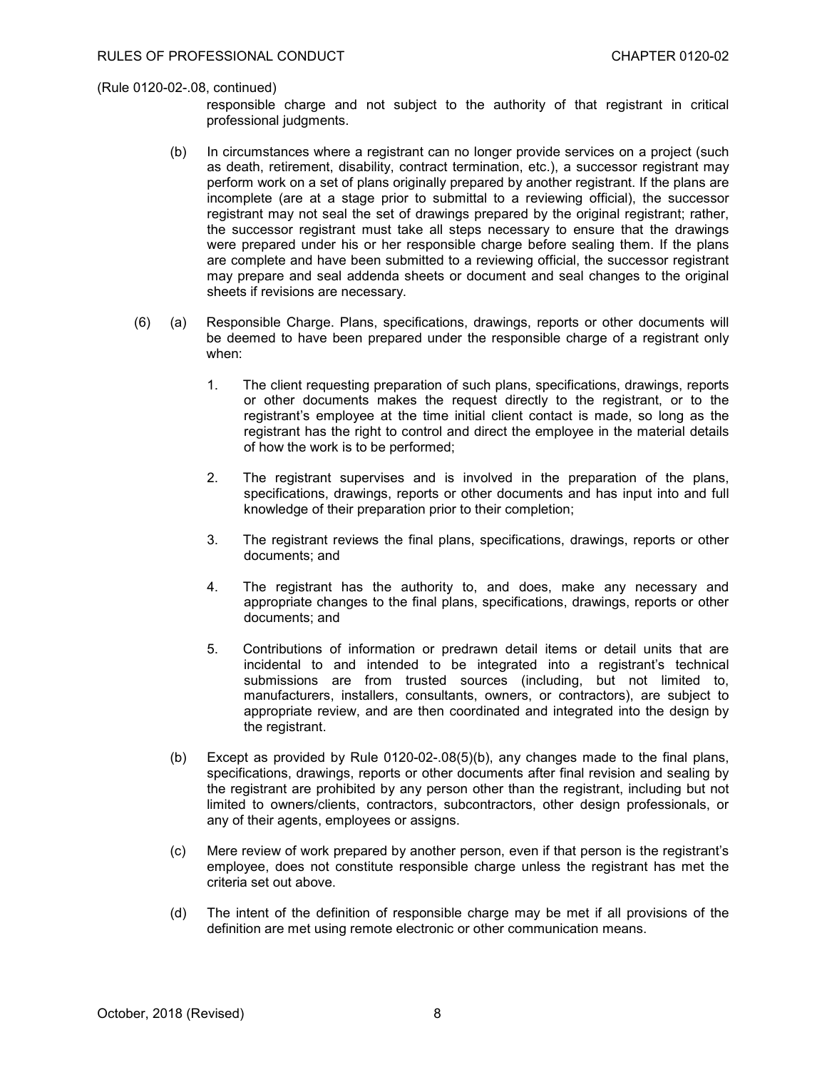(Rule 0120-02-.08, continued)

responsible charge and not subject to the authority of that registrant in critical professional judgments.

(b) In circumstances where a registrant can no longer provide services on a project (such as death, retirement, disability, contract termination, etc.), a successor registrant may perform work on a set of plans originally prepared by another registrant. If the plans are incomplete (are at a stage prior to submittal to a reviewing official), the successor registrant may not seal the set of drawings prepared by the original registrant; rather, the successor registrant must take all steps necessary to ensure that the drawings were prepared under his or her responsible charge before sealing them. If the plans are complete and have been submitted to a reviewing official, the successor registrant may prepare and seal addenda sheets or document and seal changes to the original sheets if revisions are necessary.

(6) (a) Responsible Charge. Plans, specifications, drawings, reports or other documents will be deemed to have been prepared under the responsible charge of a registrant only when:

1. The client requesting preparation of such plans, specifications, drawings, reports or other documents makes the request directly to the registrant, or to the registrant's employee at the time initial client contact is made, so long as the registrant has the right to control and direct the employee in the material details of how the work is to be performed;

2. The registrant supervises and is involved in the preparation of the plans, specifications, drawings, reports or other documents and has input into and full knowledge of their preparation prior to their completion;

3. The registrant reviews the final plans, specifications, drawings, reports or other documents; and

4. The registrant has the authority to, and does, make any necessary and appropriate changes to the final plans, specifications, drawings, reports or other documents; and

5. Contributions of information or predrawn detail items or detail units that are incidental to and intended to be integrated into a registrant's technical submissions are from trusted sources (including, but not limited to, manufacturers, installers, consultants, owners, or contractors), are subject to appropriate review, and are then coordinated and integrated into the design by the registrant.

(b) Except as provided by Rule 0120-02-.08(5)(b), any changes made to the final plans, specifications, drawings, reports or other documents after final revision and sealing by the registrant are prohibited by any person other than the registrant, including but not limited to owners/clients, contractors, subcontractors, other design professionals, or any of their agents, employees or assigns.

(c) Mere review of work prepared by another person, even if that person is the registrant's employee, does not constitute responsible charge unless the registrant has met the criteria set out above.

(d) The intent of the definition of responsible charge may be met if all provisions of the definition are met using remote electronic or other communication means.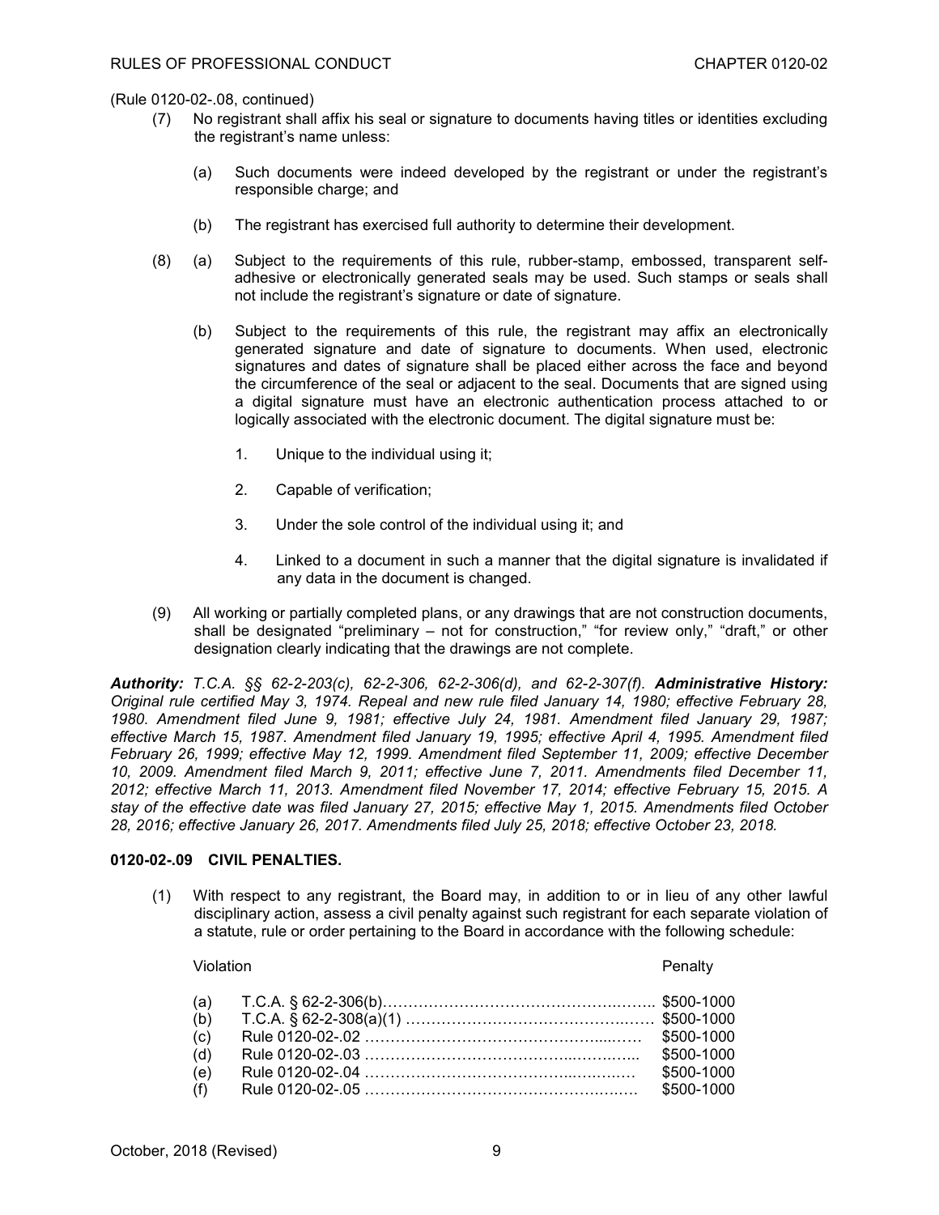(Rule 0120-02-.08, continued)

(7) No registrant shall affix his seal or signature to documents having titles or identities excluding the registrant's name unless:

  (a) Such documents were indeed developed by the registrant or under the registrant's responsible charge; and

  (b) The registrant has exercised full authority to determine their development.

(8) (a) Subject to the requirements of this rule, rubber-stamp, embossed, transparent self-adhesive or electronically generated seals may be used. Such stamps or seals shall not include the registrant's signature or date of signature.

  (b) Subject to the requirements of this rule, the registrant may affix an electronically generated signature and date of signature to documents. When used, electronic signatures and dates of signature shall be placed either across the face and beyond the circumference of the seal or adjacent to the seal. Documents that are signed using a digital signature must have an electronic authentication process attached to or logically associated with the electronic document. The digital signature must be:

    1. Unique to the individual using it;

    2. Capable of verification;

    3. Under the sole control of the individual using it; and

    4. Linked to a document in such a manner that the digital signature is invalidated if any data in the document is changed.

(9) All working or partially completed plans, or any drawings that are not construction documents, shall be designated "preliminary – not for construction," "for review only," "draft," or other designation clearly indicating that the drawings are not complete.

***Authority:*** *T.C.A. §§ 62-2-203(c), 62-2-306, 62-2-306(d), and 62-2-307(f).* ***Administrative History:*** *Original rule certified May 3, 1974. Repeal and new rule filed January 14, 1980; effective February 28, 1980. Amendment filed June 9, 1981; effective July 24, 1981. Amendment filed January 29, 1987; effective March 15, 1987. Amendment filed January 19, 1995; effective April 4, 1995. Amendment filed February 26, 1999; effective May 12, 1999. Amendment filed September 11, 2009; effective December 10, 2009. Amendment filed March 9, 2011; effective June 7, 2011. Amendments filed December 11, 2012; effective March 11, 2013. Amendment filed November 17, 2014; effective February 15, 2015. A stay of the effective date was filed January 27, 2015; effective May 1, 2015. Amendments filed October 28, 2016; effective January 26, 2017. Amendments filed July 25, 2018; effective October 23, 2018.*

**0120-02-.09 CIVIL PENALTIES.**

(1) With respect to any registrant, the Board may, in addition to or in lieu of any other lawful disciplinary action, assess a civil penalty against such registrant for each separate violation of a statute, rule or order pertaining to the Board in accordance with the following schedule:

| | Violation | Penalty |
|---|---|---|
| (a) | T.C.A. § 62-2-306(b) | $500-1000 |
| (b) | T.C.A. § 62-2-308(a)(1) | $500-1000 |
| (c) | Rule 0120-02-.02 | $500-1000 |
| (d) | Rule 0120-02-.03 | $500-1000 |
| (e) | Rule 0120-02-.04 | $500-1000 |
| (f) | Rule 0120-02-.05 | $500-1000 |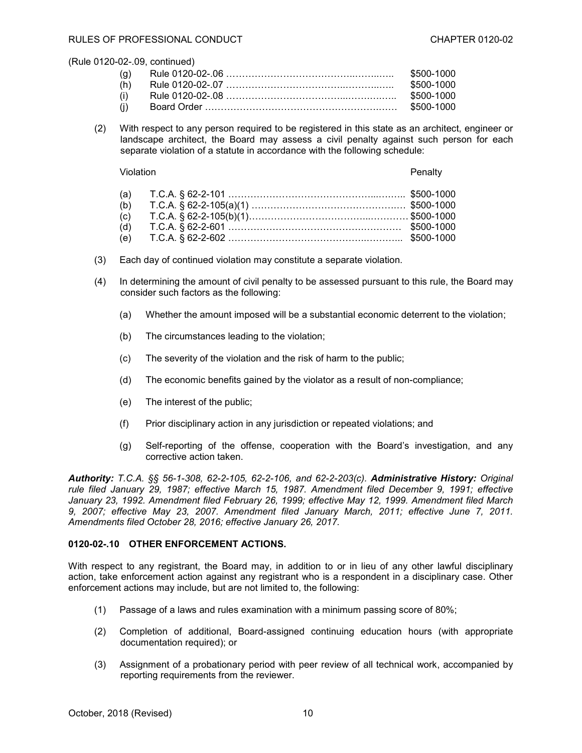(Rule 0120-02-.09, continued)

| | | |
|---|---|---|
| (g) | Rule 0120-02-.06 | $500-1000 |
| (h) | Rule 0120-02-.07 | $500-1000 |
| (i) | Rule 0120-02-.08 | $500-1000 |
| (j) | Board Order | $500-1000 |

(2) With respect to any person required to be registered in this state as an architect, engineer or landscape architect, the Board may assess a civil penalty against such person for each separate violation of a statute in accordance with the following schedule:

| Violation | | Penalty |
|---|---|---|
| (a) | T.C.A. § 62-2-101 | $500-1000 |
| (b) | T.C.A. § 62-2-105(a)(1) | $500-1000 |
| (c) | T.C.A. § 62-2-105(b)(1) | $500-1000 |
| (d) | T.C.A. § 62-2-601 | $500-1000 |
| (e) | T.C.A. § 62-2-602 | $500-1000 |

(3) Each day of continued violation may constitute a separate violation.

(4) In determining the amount of civil penalty to be assessed pursuant to this rule, the Board may consider such factors as the following:

(a) Whether the amount imposed will be a substantial economic deterrent to the violation;

(b) The circumstances leading to the violation;

(c) The severity of the violation and the risk of harm to the public;

(d) The economic benefits gained by the violator as a result of non-compliance;

(e) The interest of the public;

(f) Prior disciplinary action in any jurisdiction or repeated violations; and

(g) Self-reporting of the offense, cooperation with the Board's investigation, and any corrective action taken.

***Authority:*** *T.C.A. §§ 56-1-308, 62-2-105, 62-2-106, and 62-2-203(c).* ***Administrative History:*** *Original rule filed January 29, 1987; effective March 15, 1987. Amendment filed December 9, 1991; effective January 23, 1992. Amendment filed February 26, 1999; effective May 12, 1999. Amendment filed March 9, 2007; effective May 23, 2007. Amendment filed January March, 2011; effective June 7, 2011. Amendments filed October 28, 2016; effective January 26, 2017.*

**0120-02-.10 OTHER ENFORCEMENT ACTIONS.**

With respect to any registrant, the Board may, in addition to or in lieu of any other lawful disciplinary action, take enforcement action against any registrant who is a respondent in a disciplinary case. Other enforcement actions may include, but are not limited to, the following:

(1) Passage of a laws and rules examination with a minimum passing score of 80%;

(2) Completion of additional, Board-assigned continuing education hours (with appropriate documentation required); or

(3) Assignment of a probationary period with peer review of all technical work, accompanied by reporting requirements from the reviewer.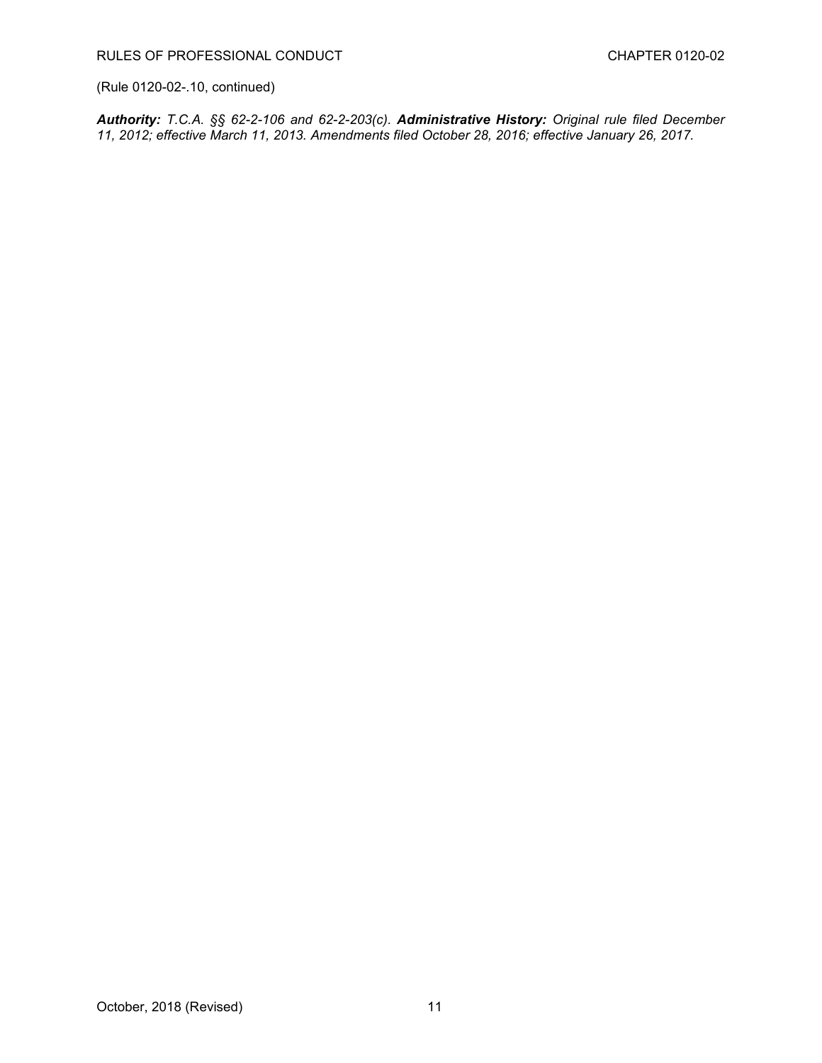(Rule 0120-02-.10, continued)

***Authority:*** *T.C.A. §§ 62-2-106 and 62-2-203(c).* ***Administrative History:*** *Original rule filed December 11, 2012; effective March 11, 2013. Amendments filed October 28, 2016; effective January 26, 2017.*